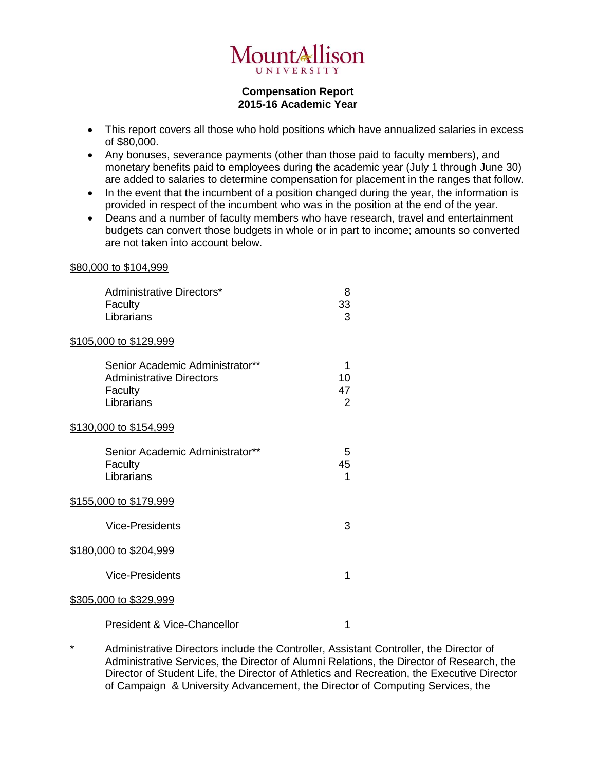Mount Allison UNIVERSITY

**Compensation Report**
**2015-16 Academic Year**

- This report covers all those who hold positions which have annualized salaries in excess of $80,000.
- Any bonuses, severance payments (other than those paid to faculty members), and monetary benefits paid to employees during the academic year (July 1 through June 30) are added to salaries to determine compensation for placement in the ranges that follow.
- In the event that the incumbent of a position changed during the year, the information is provided in respect of the incumbent who was in the position at the end of the year.
- Deans and a number of faculty members who have research, travel and entertainment budgets can convert those budgets in whole or in part to income; amounts so converted are not taken into account below.

**$80,000 to $104,999**

| | |
|---|---|
| Administrative Directors* | 8 |
| Faculty | 33 |
| Librarians | 3 |

**$105,000 to $129,999**

| | |
|---|---|
| Senior Academic Administrator** | 1 |
| Administrative Directors | 10 |
| Faculty | 47 |
| Librarians | 2 |

**$130,000 to $154,999**

| | |
|---|---|
| Senior Academic Administrator** | 5 |
| Faculty | 45 |
| Librarians | 1 |

**$155,000 to $179,999**

| | |
|---|---|
| Vice-Presidents | 3 |

**$180,000 to $204,999**

| | |
|---|---|
| Vice-Presidents | 1 |

**$305,000 to $329,999**

| | |
|---|---|
| President & Vice-Chancellor | 1 |

\* Administrative Directors include the Controller, Assistant Controller, the Director of Administrative Services, the Director of Alumni Relations, the Director of Research, the Director of Student Life, the Director of Athletics and Recreation, the Executive Director of Campaign & University Advancement, the Director of Computing Services, the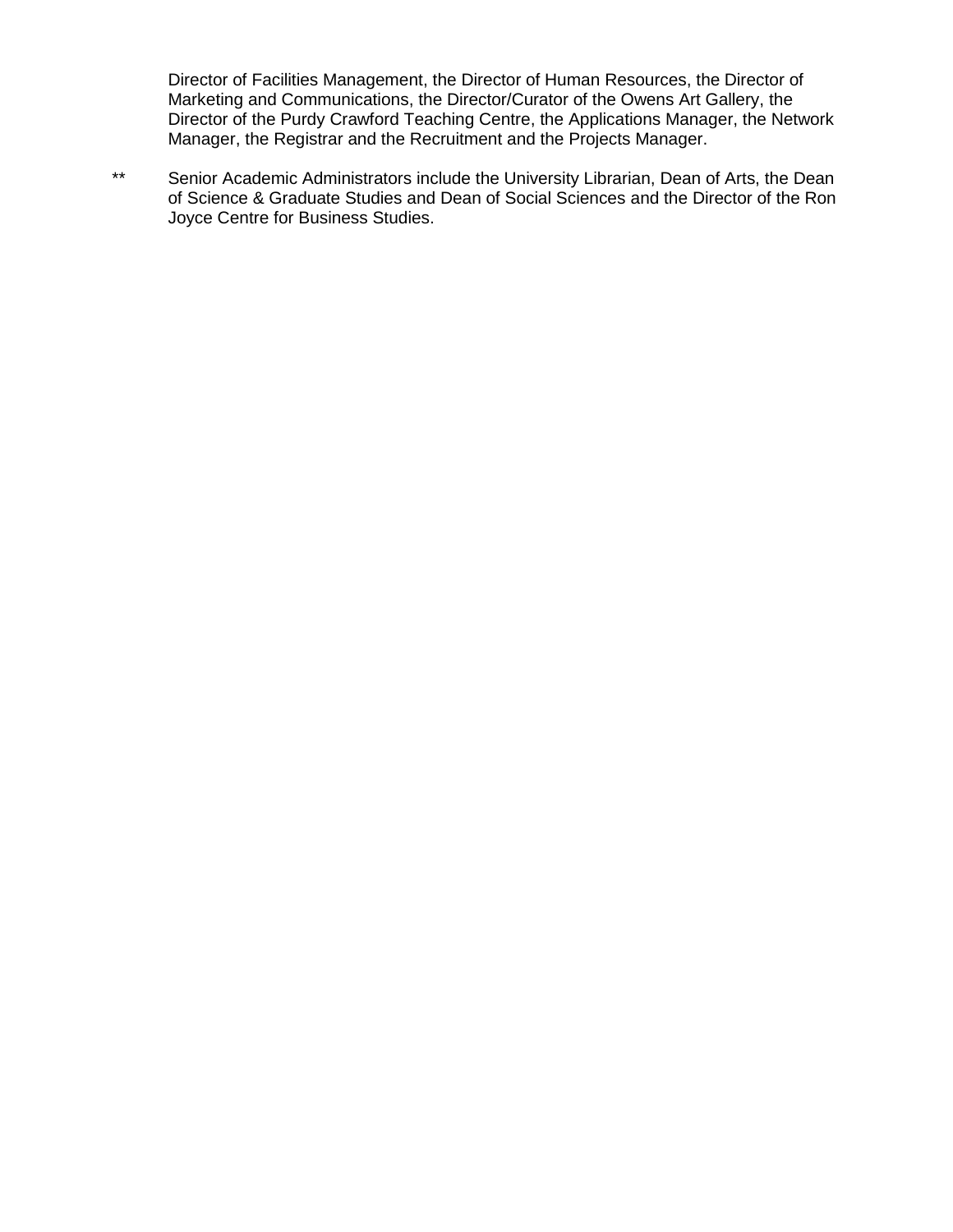Director of Facilities Management, the Director of Human Resources, the Director of Marketing and Communications, the Director/Curator of the Owens Art Gallery, the Director of the Purdy Crawford Teaching Centre, the Applications Manager, the Network Manager, the Registrar and the Recruitment and the Projects Manager.

** Senior Academic Administrators include the University Librarian, Dean of Arts, the Dean of Science & Graduate Studies and Dean of Social Sciences and the Director of the Ron Joyce Centre for Business Studies.